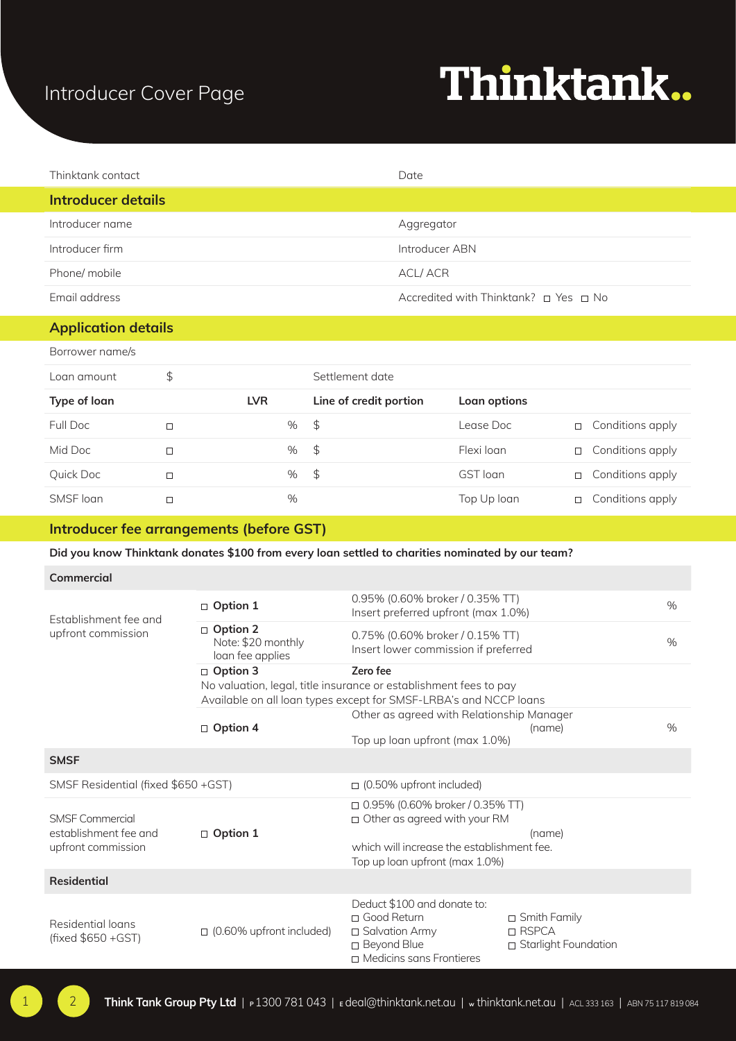# Introducer Cover Page

**Thinktank..**

| Thinktank contact | Date |
|---|---|

## Introducer details

| | |
|---|---|
| Introducer name | Aggregator |
| Introducer firm | Introducer ABN |
| Phone/ mobile | ACL/ ACR |
| Email address | Accredited with Thinktank? ☐ Yes ☐ No |

## Application details

Borrower name/s

| Loan amount | $ | | Settlement date | | |
|---|---|---|---|---|---|
| **Type of loan** | | **LVR** | **Line of credit portion** | **Loan options** | |
| Full Doc | ☐ | % | $ | Lease Doc | ☐ Conditions apply |
| Mid Doc | ☐ | % | $ | Flexi loan | ☐ Conditions apply |
| Quick Doc | ☐ | % | $ | GST loan | ☐ Conditions apply |
| SMSF loan | ☐ | % | | Top Up loan | ☐ Conditions apply |

## Introducer fee arrangements (before GST)

**Did you know Thinktank donates $100 from every loan settled to charities nominated by our team?**

### Commercial

| | | | |
|---|---|---|---|
| Establishment fee and upfront commission | ☐ **Option 1** | 0.95% (0.60% broker / 0.35% TT)<br>Insert preferred upfront (max 1.0%) | % |
| | ☐ **Option 2**<br>Note: $20 monthly loan fee applies | 0.75% (0.60% broker / 0.15% TT)<br>Insert lower commission if preferred | % |
| | ☐ **Option 3**<br>No valuation, legal, title insurance or establishment fees to pay<br>Available on all loan types except for SMSF-LRBA's and NCCP loans | **Zero fee** | |
| | ☐ **Option 4** | Other as agreed with Relationship Manager (name)<br>Top up loan upfront (max 1.0%) | % |

### SMSF

| | | |
|---|---|---|
| SMSF Residential (fixed $650 +GST) | | ☐ (0.50% upfront included) |
| SMSF Commercial establishment fee and upfront commission | ☐ **Option 1** | ☐ 0.95% (0.60% broker / 0.35% TT)<br>☐ Other as agreed with your RM (name)<br>which will increase the establishment fee.<br>Top up loan upfront (max 1.0%) |

### Residential

| | | |
|---|---|---|
| Residential loans (fixed $650 +GST) | ☐ (0.60% upfront included) | Deduct $100 and donate to:<br>☐ Good Return<br>☐ Salvation Army<br>☐ Beyond Blue<br>☐ Medicins sans Frontieres<br>☐ Smith Family<br>☐ RSPCA<br>☐ Starlight Foundation |

**Think Tank Group Pty Ltd** | P 1300 781 043 | E deal@thinktank.net.au | W thinktank.net.au | ACL 333 163 | ABN 75 117 819 084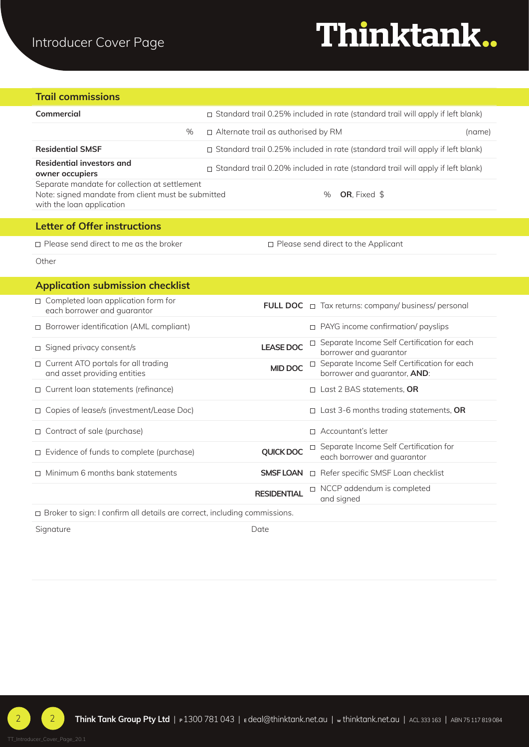# Introducer Cover Page

**Thinktank.**

## Trail commissions

| | | |
|---|---|---|
| **Commercial** | ☐ Standard trail 0.25% included in rate (standard trail will apply if left blank) | |
| % | ☐ Alternate trail as authorised by RM | (name) |
| **Residential SMSF** | ☐ Standard trail 0.25% included in rate (standard trail will apply if left blank) | |
| **Residential investors and owner occupiers** | ☐ Standard trail 0.20% included in rate (standard trail will apply if left blank) | |
| Separate mandate for collection at settlement<br>Note: signed mandate from client must be submitted with the loan application | % **OR**, Fixed $ | |

## Letter of Offer instructions

☐ Please send direct to me as the broker ☐ Please send direct to the Applicant

Other

## Application submission checklist

| | | |
|---|---|---|
| ☐ Completed loan application form for each borrower and guarantor | **FULL DOC** | ☐ Tax returns: company/ business/ personal |
| ☐ Borrower identification (AML compliant) | | ☐ PAYG income confirmation/ payslips |
| ☐ Signed privacy consent/s | **LEASE DOC** | ☐ Separate Income Self Certification for each borrower and guarantor |
| ☐ Current ATO portals for all trading and asset providing entities | **MID DOC** | ☐ Separate Income Self Certification for each borrower and guarantor, **AND**: |
| ☐ Current loan statements (refinance) | | ☐ Last 2 BAS statements, **OR** |
| ☐ Copies of lease/s (investment/Lease Doc) | | ☐ Last 3-6 months trading statements, **OR** |
| ☐ Contract of sale (purchase) | | ☐ Accountant's letter |
| ☐ Evidence of funds to complete (purchase) | **QUICK DOC** | ☐ Separate Income Self Certification for each borrower and guarantor |
| ☐ Minimum 6 months bank statements | **SMSF LOAN** | ☐ Refer specific SMSF Loan checklist |
| | **RESIDENTIAL** | ☐ NCCP addendum is completed and signed |

☐ Broker to sign: I confirm all details are correct, including commissions.

Signature Date

**Think Tank Group Pty Ltd** | P 1300 781 043 | E deal@thinktank.net.au | W thinktank.net.au | ACL 333 163 | ABN 75 117 819 084

TT_Introducer_Cover_Page_20.1